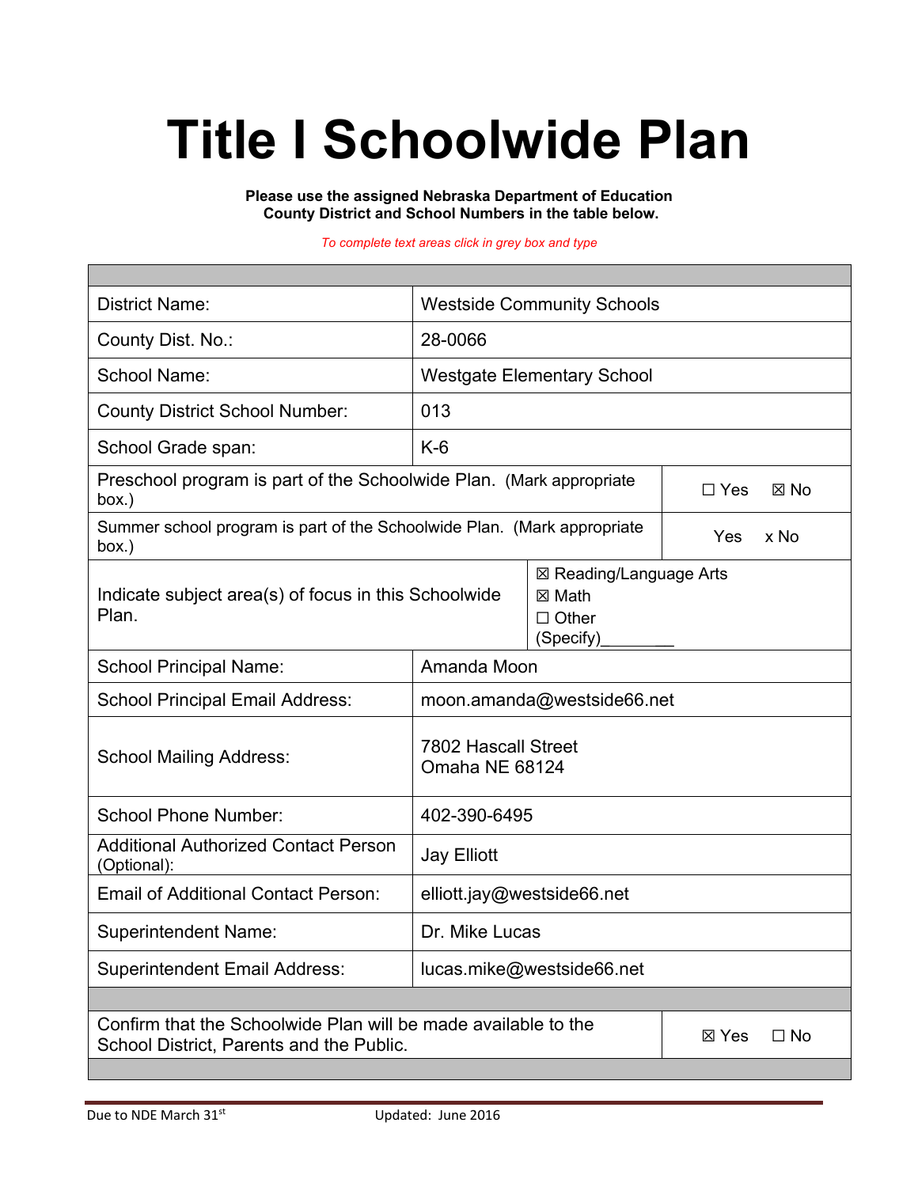# Title I Schoolwide Plan

**Please use the assigned Nebraska Department of Education County District and School Numbers in the table below.**

*To complete text areas click in grey box and type*

| | |
|---|---|
| District Name: | Westside Community Schools |
| County Dist. No.: | 28-0066 |
| School Name: | Westgate Elementary School |
| County District School Number: | 013 |
| School Grade span: | K-6 |
| Preschool program is part of the Schoolwide Plan. (Mark appropriate box.) | ☐ Yes ☒ No |
| Summer school program is part of the Schoolwide Plan. (Mark appropriate box.) | Yes x No |
| Indicate subject area(s) of focus in this Schoolwide Plan. | ☒ Reading/Language Arts<br>☒ Math<br>☐ Other (Specify)________ |
| School Principal Name: | Amanda Moon |
| School Principal Email Address: | moon.amanda@westside66.net |
| School Mailing Address: | 7802 Hascall Street<br>Omaha NE 68124 |
| School Phone Number: | 402-390-6495 |
| Additional Authorized Contact Person (Optional): | Jay Elliott |
| Email of Additional Contact Person: | elliott.jay@westside66.net |
| Superintendent Name: | Dr. Mike Lucas |
| Superintendent Email Address: | lucas.mike@westside66.net |
| Confirm that the Schoolwide Plan will be made available to the School District, Parents and the Public. | ☒ Yes ☐ No |

Due to NDE March 31st Updated: June 2016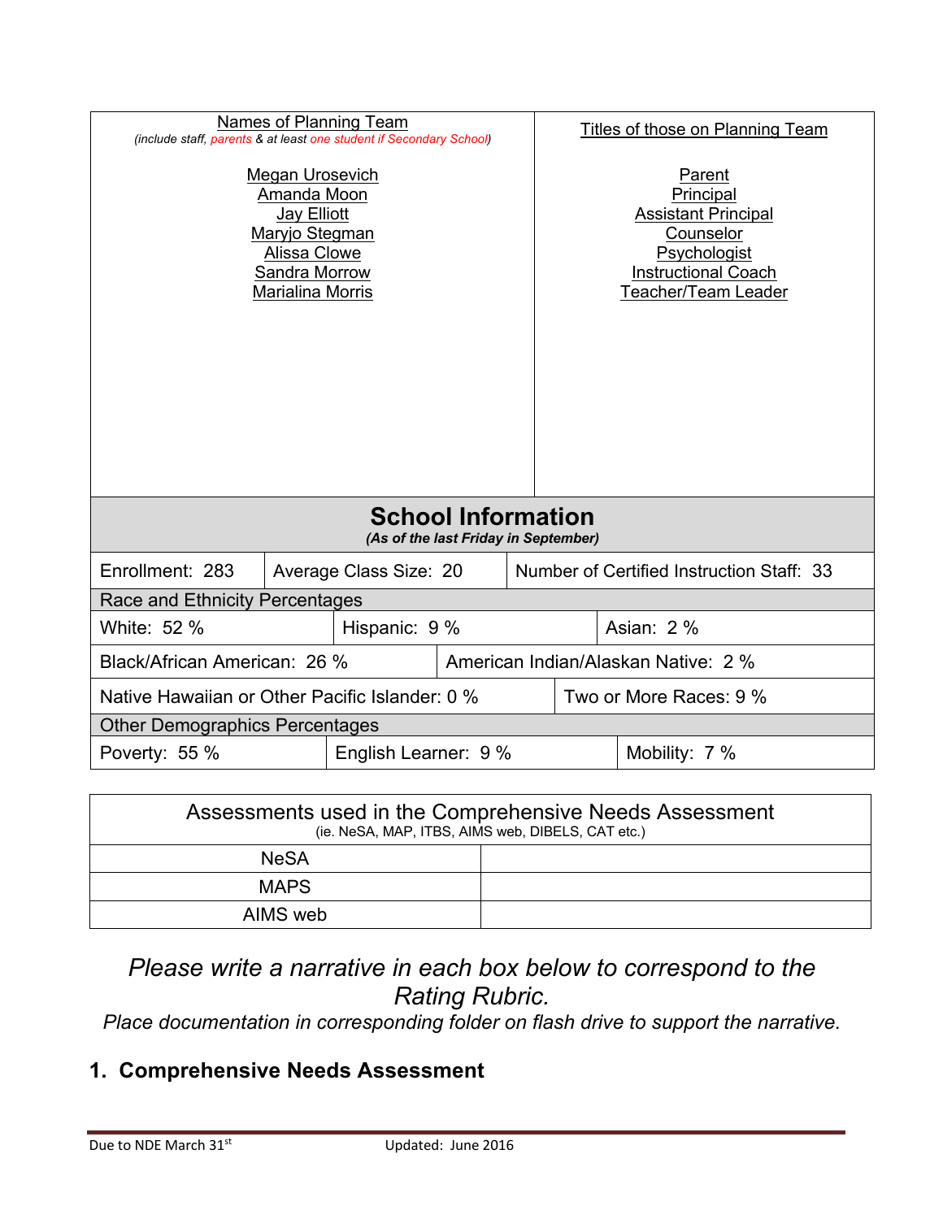| Names of Planning Team<br>*(include staff, parents & at least one student if Secondary School)* | Titles of those on Planning Team |
|---|---|
| Megan Urosevich | Parent |
| Amanda Moon | Principal |
| Jay Elliott | Assistant Principal |
| Maryjo Stegman | Counselor |
| Alissa Clowe | Psychologist |
| Sandra Morrow | Instructional Coach |
| Marialina Morris | Teacher/Team Leader |

## School Information

*(As of the last Friday in September)*

| Enrollment: 283 | Average Class Size: 20 | Number of Certified Instruction Staff: 33 |
|---|---|---|
| **Race and Ethnicity Percentages** | | |
| White: 52 % | Hispanic: 9 % | Asian: 2 % |
| Black/African American: 26 % | American Indian/Alaskan Native: 2 % | |
| Native Hawaiian or Other Pacific Islander: 0 % | Two or More Races: 9 % | |
| **Other Demographics Percentages** | | |
| Poverty: 55 % | English Learner: 9 % | Mobility: 7 % |

| Assessments used in the Comprehensive Needs Assessment<br>(ie. NeSA, MAP, ITBS, AIMS web, DIBELS, CAT etc.) | |
|---|---|
| NeSA | |
| MAPS | |
| AIMS web | |

*Please write a narrative in each box below to correspond to the Rating Rubric.*

*Place documentation in corresponding folder on flash drive to support the narrative.*

## 1. Comprehensive Needs Assessment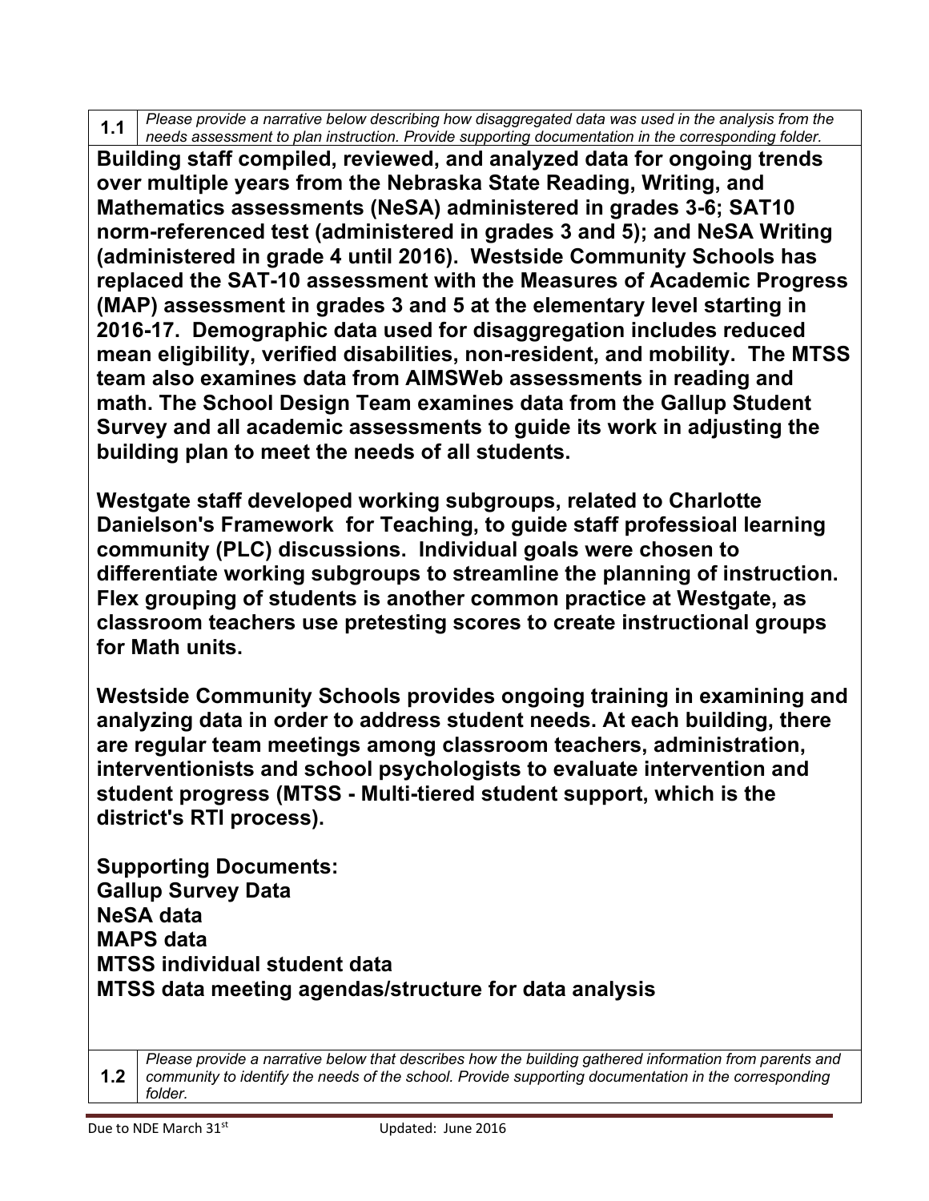| **1.1** | *Please provide a narrative below describing how disaggregated data was used in the analysis from the needs assessment to plan instruction. Provide supporting documentation in the corresponding folder.* |
|---|---|

**Building staff compiled, reviewed, and analyzed data for ongoing trends over multiple years from the Nebraska State Reading, Writing, and Mathematics assessments (NeSA) administered in grades 3-6; SAT10 norm-referenced test (administered in grades 3 and 5); and NeSA Writing (administered in grade 4 until 2016). Westside Community Schools has replaced the SAT-10 assessment with the Measures of Academic Progress (MAP) assessment in grades 3 and 5 at the elementary level starting in 2016-17. Demographic data used for disaggregation includes reduced mean eligibility, verified disabilities, non-resident, and mobility. The MTSS team also examines data from AIMSWeb assessments in reading and math. The School Design Team examines data from the Gallup Student Survey and all academic assessments to guide its work in adjusting the building plan to meet the needs of all students.**

**Westgate staff developed working subgroups, related to Charlotte Danielson's Framework for Teaching, to guide staff professioal learning community (PLC) discussions. Individual goals were chosen to differentiate working subgroups to streamline the planning of instruction. Flex grouping of students is another common practice at Westgate, as classroom teachers use pretesting scores to create instructional groups for Math units.**

**Westside Community Schools provides ongoing training in examining and analyzing data in order to address student needs. At each building, there are regular team meetings among classroom teachers, administration, interventionists and school psychologists to evaluate intervention and student progress (MTSS - Multi-tiered student support, which is the district's RTI process).**

**Supporting Documents:**
**Gallup Survey Data**
**NeSA data**
**MAPS data**
**MTSS individual student data**
**MTSS data meeting agendas/structure for data analysis**

| **1.2** | *Please provide a narrative below that describes how the building gathered information from parents and community to identify the needs of the school. Provide supporting documentation in the corresponding folder.* |
|---|---|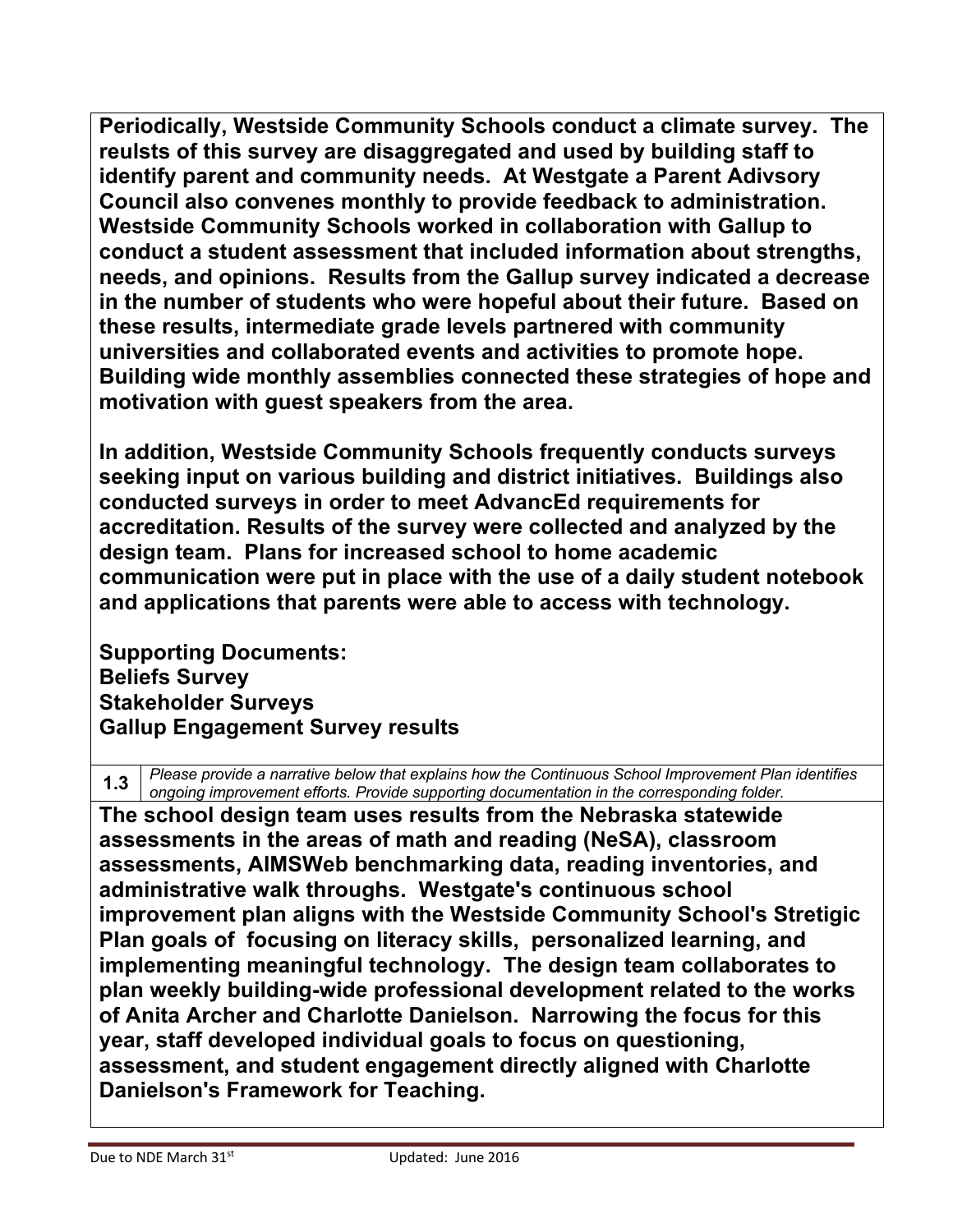**Periodically, Westside Community Schools conduct a climate survey. The reulsts of this survey are disaggregated and used by building staff to identify parent and community needs. At Westgate a Parent Adivsory Council also convenes monthly to provide feedback to administration. Westside Community Schools worked in collaboration with Gallup to conduct a student assessment that included information about strengths, needs, and opinions. Results from the Gallup survey indicated a decrease in the number of students who were hopeful about their future. Based on these results, intermediate grade levels partnered with community universities and collaborated events and activities to promote hope. Building wide monthly assemblies connected these strategies of hope and motivation with guest speakers from the area.**

**In addition, Westside Community Schools frequently conducts surveys seeking input on various building and district initiatives. Buildings also conducted surveys in order to meet AdvancEd requirements for accreditation. Results of the survey were collected and analyzed by the design team. Plans for increased school to home academic communication were put in place with the use of a daily student notebook and applications that parents were able to access with technology.**

**Supporting Documents:**
**Beliefs Survey**
**Stakeholder Surveys**
**Gallup Engagement Survey results**

| **1.3** | *Please provide a narrative below that explains how the Continuous School Improvement Plan identifies ongoing improvement efforts. Provide supporting documentation in the corresponding folder.* |
|---|---|

**The school design team uses results from the Nebraska statewide assessments in the areas of math and reading (NeSA), classroom assessments, AIMSWeb benchmarking data, reading inventories, and administrative walk throughs. Westgate's continuous school improvement plan aligns with the Westside Community School's Stretigic Plan goals of focusing on literacy skills, personalized learning, and implementing meaningful technology. The design team collaborates to plan weekly building-wide professional development related to the works of Anita Archer and Charlotte Danielson. Narrowing the focus for this year, staff developed individual goals to focus on questioning, assessment, and student engagement directly aligned with Charlotte Danielson's Framework for Teaching.**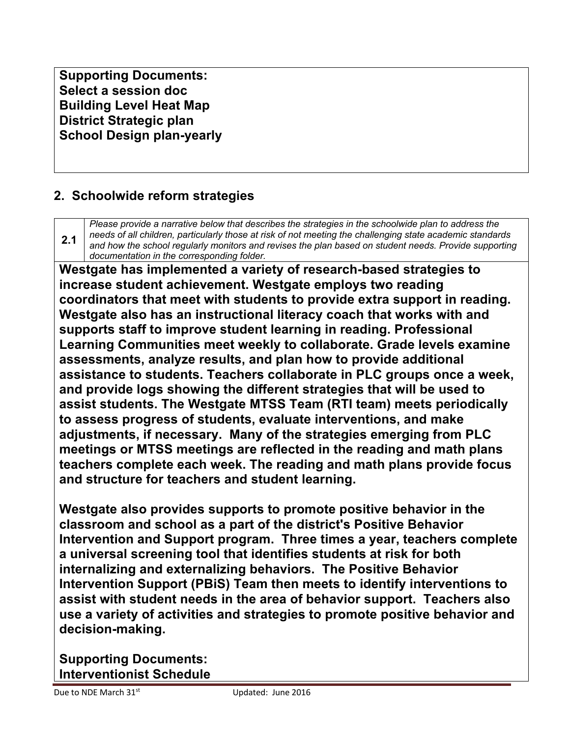**Supporting Documents:**
**Select a session doc**
**Building Level Heat Map**
**District Strategic plan**
**School Design plan-yearly**

## 2. Schoolwide reform strategies

| 2.1 | *Please provide a narrative below that describes the strategies in the schoolwide plan to address the needs of all children, particularly those at risk of not meeting the challenging state academic standards and how the school regularly monitors and revises the plan based on student needs. Provide supporting documentation in the corresponding folder.* |
|---|---|

**Westgate has implemented a variety of research-based strategies to increase student achievement. Westgate employs two reading coordinators that meet with students to provide extra support in reading. Westgate also has an instructional literacy coach that works with and supports staff to improve student learning in reading. Professional Learning Communities meet weekly to collaborate. Grade levels examine assessments, analyze results, and plan how to provide additional assistance to students. Teachers collaborate in PLC groups once a week, and provide logs showing the different strategies that will be used to assist students. The Westgate MTSS Team (RTI team) meets periodically to assess progress of students, evaluate interventions, and make adjustments, if necessary. Many of the strategies emerging from PLC meetings or MTSS meetings are reflected in the reading and math plans teachers complete each week. The reading and math plans provide focus and structure for teachers and student learning.**

**Westgate also provides supports to promote positive behavior in the classroom and school as a part of the district's Positive Behavior Intervention and Support program. Three times a year, teachers complete a universal screening tool that identifies students at risk for both internalizing and externalizing behaviors. The Positive Behavior Intervention Support (PBiS) Team then meets to identify interventions to assist with student needs in the area of behavior support. Teachers also use a variety of activities and strategies to promote positive behavior and decision-making.**

**Supporting Documents:**
**Interventionist Schedule**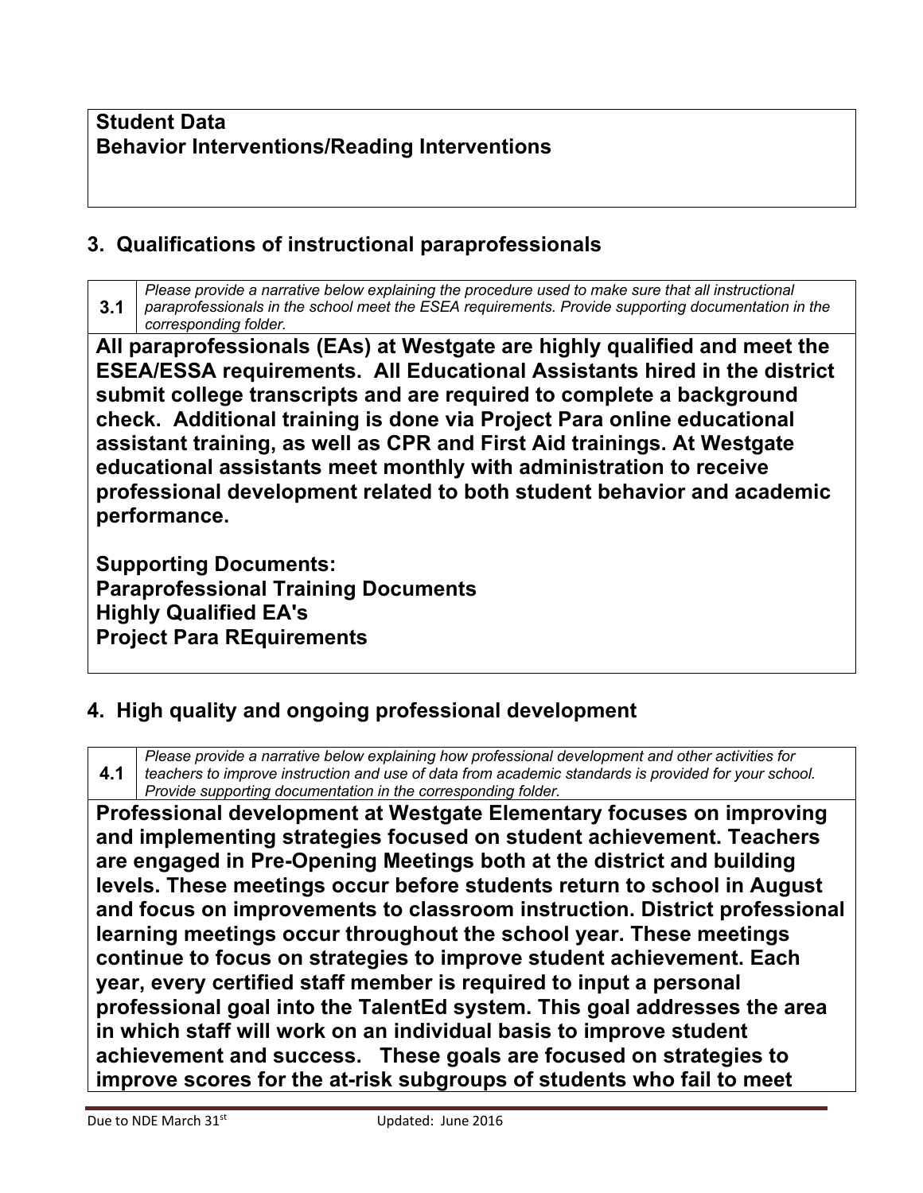**Student Data**
**Behavior Interventions/Reading Interventions**

## 3. Qualifications of instructional paraprofessionals

| 3.1 | *Please provide a narrative below explaining the procedure used to make sure that all instructional paraprofessionals in the school meet the ESEA requirements. Provide supporting documentation in the corresponding folder.* |
|---|---|

**All paraprofessionals (EAs) at Westgate are highly qualified and meet the ESEA/ESSA requirements. All Educational Assistants hired in the district submit college transcripts and are required to complete a background check. Additional training is done via Project Para online educational assistant training, as well as CPR and First Aid trainings. At Westgate educational assistants meet monthly with administration to receive professional development related to both student behavior and academic performance.**

**Supporting Documents:**
**Paraprofessional Training Documents**
**Highly Qualified EA's**
**Project Para REquirements**

## 4. High quality and ongoing professional development

| 4.1 | *Please provide a narrative below explaining how professional development and other activities for teachers to improve instruction and use of data from academic standards is provided for your school. Provide supporting documentation in the corresponding folder.* |
|---|---|

**Professional development at Westgate Elementary focuses on improving and implementing strategies focused on student achievement. Teachers are engaged in Pre-Opening Meetings both at the district and building levels. These meetings occur before students return to school in August and focus on improvements to classroom instruction. District professional learning meetings occur throughout the school year. These meetings continue to focus on strategies to improve student achievement. Each year, every certified staff member is required to input a personal professional goal into the TalentEd system. This goal addresses the area in which staff will work on an individual basis to improve student achievement and success. These goals are focused on strategies to improve scores for the at-risk subgroups of students who fail to meet**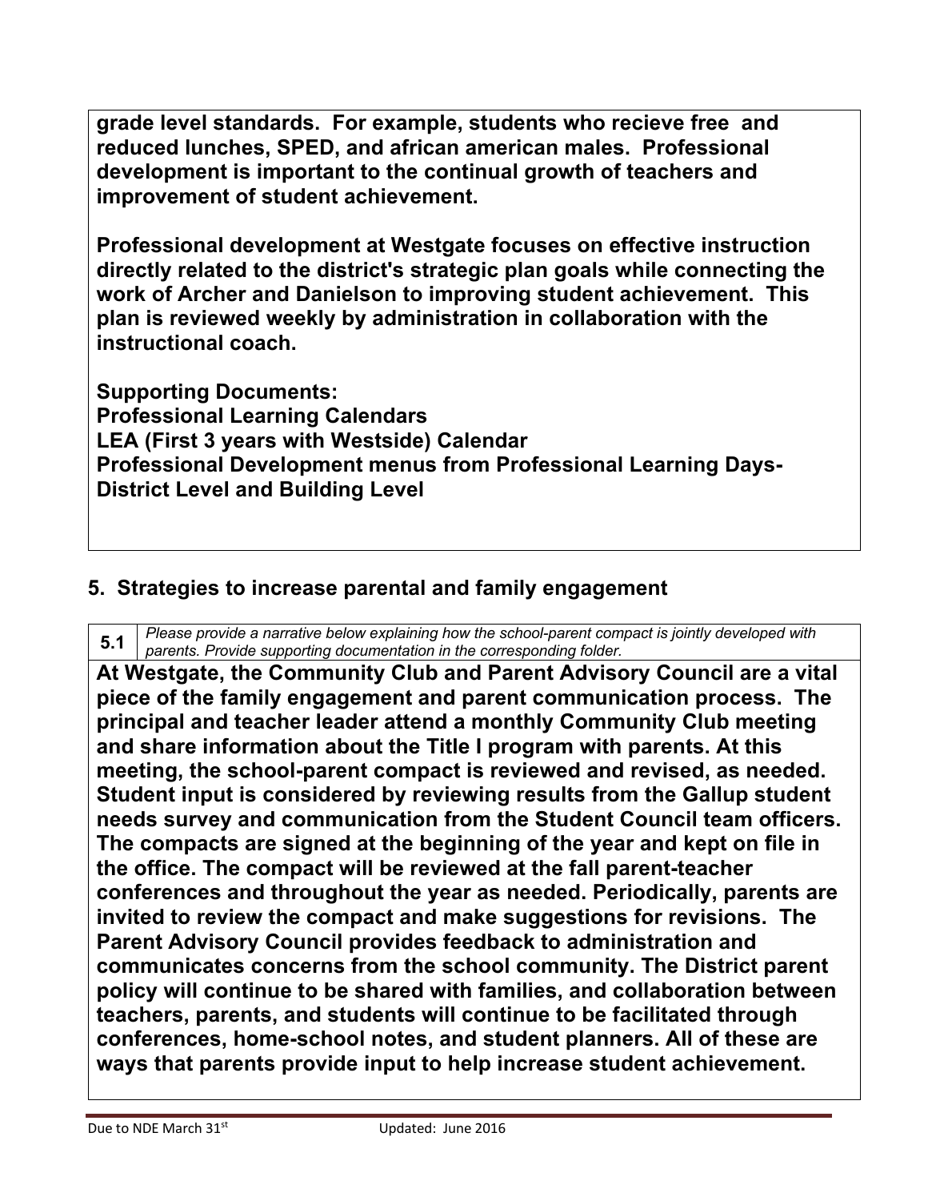**grade level standards. For example, students who recieve free and reduced lunches, SPED, and african american males. Professional development is important to the continual growth of teachers and improvement of student achievement.**

**Professional development at Westgate focuses on effective instruction directly related to the district's strategic plan goals while connecting the work of Archer and Danielson to improving student achievement. This plan is reviewed weekly by administration in collaboration with the instructional coach.**

**Supporting Documents:**
**Professional Learning Calendars**
**LEA (First 3 years with Westside) Calendar**
**Professional Development menus from Professional Learning Days- District Level and Building Level**

## 5. Strategies to increase parental and family engagement

| 5.1 | *Please provide a narrative below explaining how the school-parent compact is jointly developed with parents. Provide supporting documentation in the corresponding folder.* |
|---|---|

**At Westgate, the Community Club and Parent Advisory Council are a vital piece of the family engagement and parent communication process. The principal and teacher leader attend a monthly Community Club meeting and share information about the Title I program with parents. At this meeting, the school-parent compact is reviewed and revised, as needed. Student input is considered by reviewing results from the Gallup student needs survey and communication from the Student Council team officers. The compacts are signed at the beginning of the year and kept on file in the office. The compact will be reviewed at the fall parent-teacher conferences and throughout the year as needed. Periodically, parents are invited to review the compact and make suggestions for revisions. The Parent Advisory Council provides feedback to administration and communicates concerns from the school community. The District parent policy will continue to be shared with families, and collaboration between teachers, parents, and students will continue to be facilitated through conferences, home-school notes, and student planners. All of these are ways that parents provide input to help increase student achievement.**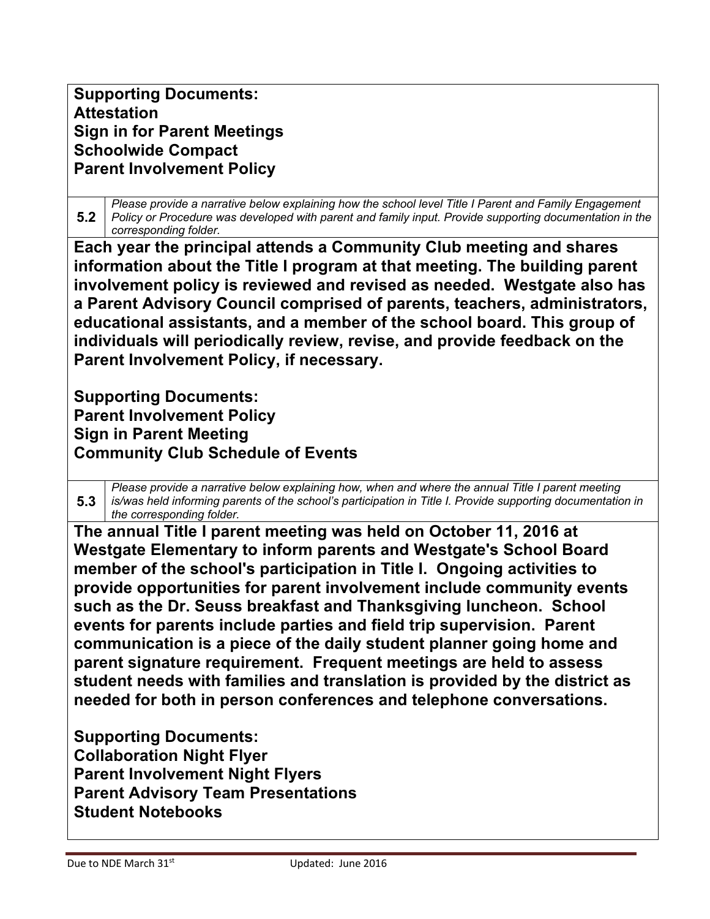**Supporting Documents:**
**Attestation**
**Sign in for Parent Meetings**
**Schoolwide Compact**
**Parent Involvement Policy**

| 5.2 | *Please provide a narrative below explaining how the school level Title I Parent and Family Engagement Policy or Procedure was developed with parent and family input. Provide supporting documentation in the corresponding folder.* |
|---|---|

**Each year the principal attends a Community Club meeting and shares information about the Title I program at that meeting. The building parent involvement policy is reviewed and revised as needed. Westgate also has a Parent Advisory Council comprised of parents, teachers, administrators, educational assistants, and a member of the school board. This group of individuals will periodically review, revise, and provide feedback on the Parent Involvement Policy, if necessary.**

**Supporting Documents:**
**Parent Involvement Policy**
**Sign in Parent Meeting**
**Community Club Schedule of Events**

| 5.3 | *Please provide a narrative below explaining how, when and where the annual Title I parent meeting is/was held informing parents of the school's participation in Title I. Provide supporting documentation in the corresponding folder.* |
|---|---|

**The annual Title I parent meeting was held on October 11, 2016 at Westgate Elementary to inform parents and Westgate's School Board member of the school's participation in Title I. Ongoing activities to provide opportunities for parent involvement include community events such as the Dr. Seuss breakfast and Thanksgiving luncheon. School events for parents include parties and field trip supervision. Parent communication is a piece of the daily student planner going home and parent signature requirement. Frequent meetings are held to assess student needs with families and translation is provided by the district as needed for both in person conferences and telephone conversations.**

**Supporting Documents:**
**Collaboration Night Flyer**
**Parent Involvement Night Flyers**
**Parent Advisory Team Presentations**
**Student Notebooks**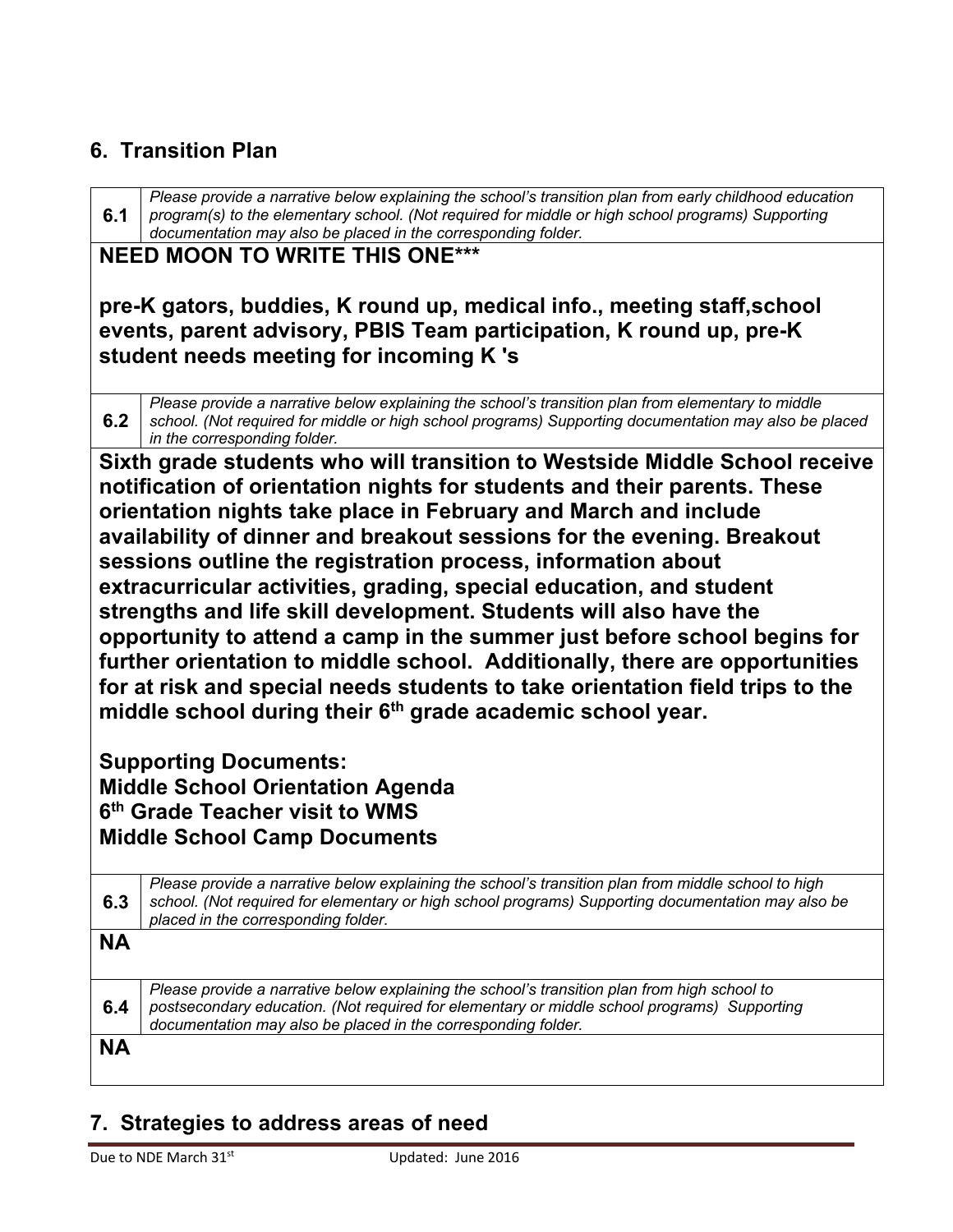## 6. Transition Plan

| 6.1 | *Please provide a narrative below explaining the school's transition plan from early childhood education program(s) to the elementary school. (Not required for middle or high school programs) Supporting documentation may also be placed in the corresponding folder.* |
|---|---|

**NEED MOON TO WRITE THIS ONE*****

**pre-K gators, buddies, K round up, medical info., meeting staff,school events, parent advisory, PBIS Team participation, K round up, pre-K student needs meeting for incoming K 's**

| 6.2 | *Please provide a narrative below explaining the school's transition plan from elementary to middle school. (Not required for middle or high school programs) Supporting documentation may also be placed in the corresponding folder.* |
|---|---|

**Sixth grade students who will transition to Westside Middle School receive notification of orientation nights for students and their parents. These orientation nights take place in February and March and include availability of dinner and breakout sessions for the evening. Breakout sessions outline the registration process, information about extracurricular activities, grading, special education, and student strengths and life skill development. Students will also have the opportunity to attend a camp in the summer just before school begins for further orientation to middle school. Additionally, there are opportunities for at risk and special needs students to take orientation field trips to the middle school during their 6th grade academic school year.**

**Supporting Documents:**
**Middle School Orientation Agenda**
**6th Grade Teacher visit to WMS**
**Middle School Camp Documents**

| 6.3 | *Please provide a narrative below explaining the school's transition plan from middle school to high school. (Not required for elementary or high school programs) Supporting documentation may also be placed in the corresponding folder.* |
|---|---|

**NA**

| 6.4 | *Please provide a narrative below explaining the school's transition plan from high school to postsecondary education. (Not required for elementary or middle school programs) Supporting documentation may also be placed in the corresponding folder.* |
|---|---|

**NA**

## 7. Strategies to address areas of need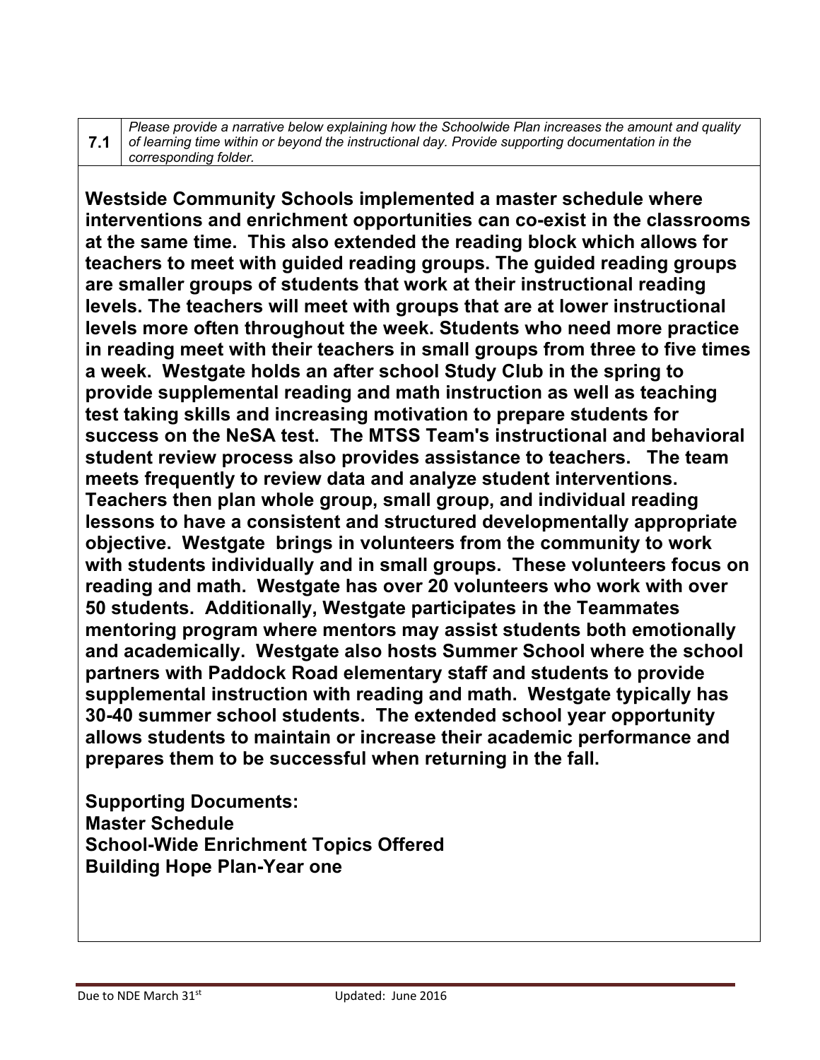| 7.1 | *Please provide a narrative below explaining how the Schoolwide Plan increases the amount and quality of learning time within or beyond the instructional day. Provide supporting documentation in the corresponding folder.* |
|---|---|

**Westside Community Schools implemented a master schedule where interventions and enrichment opportunities can co-exist in the classrooms at the same time. This also extended the reading block which allows for teachers to meet with guided reading groups. The guided reading groups are smaller groups of students that work at their instructional reading levels. The teachers will meet with groups that are at lower instructional levels more often throughout the week. Students who need more practice in reading meet with their teachers in small groups from three to five times a week. Westgate holds an after school Study Club in the spring to provide supplemental reading and math instruction as well as teaching test taking skills and increasing motivation to prepare students for success on the NeSA test. The MTSS Team's instructional and behavioral student review process also provides assistance to teachers. The team meets frequently to review data and analyze student interventions. Teachers then plan whole group, small group, and individual reading lessons to have a consistent and structured developmentally appropriate objective. Westgate brings in volunteers from the community to work with students individually and in small groups. These volunteers focus on reading and math. Westgate has over 20 volunteers who work with over 50 students. Additionally, Westgate participates in the Teammates mentoring program where mentors may assist students both emotionally and academically. Westgate also hosts Summer School where the school partners with Paddock Road elementary staff and students to provide supplemental instruction with reading and math. Westgate typically has 30-40 summer school students. The extended school year opportunity allows students to maintain or increase their academic performance and prepares them to be successful when returning in the fall.**

**Supporting Documents:**
**Master Schedule**
**School-Wide Enrichment Topics Offered**
**Building Hope Plan-Year one**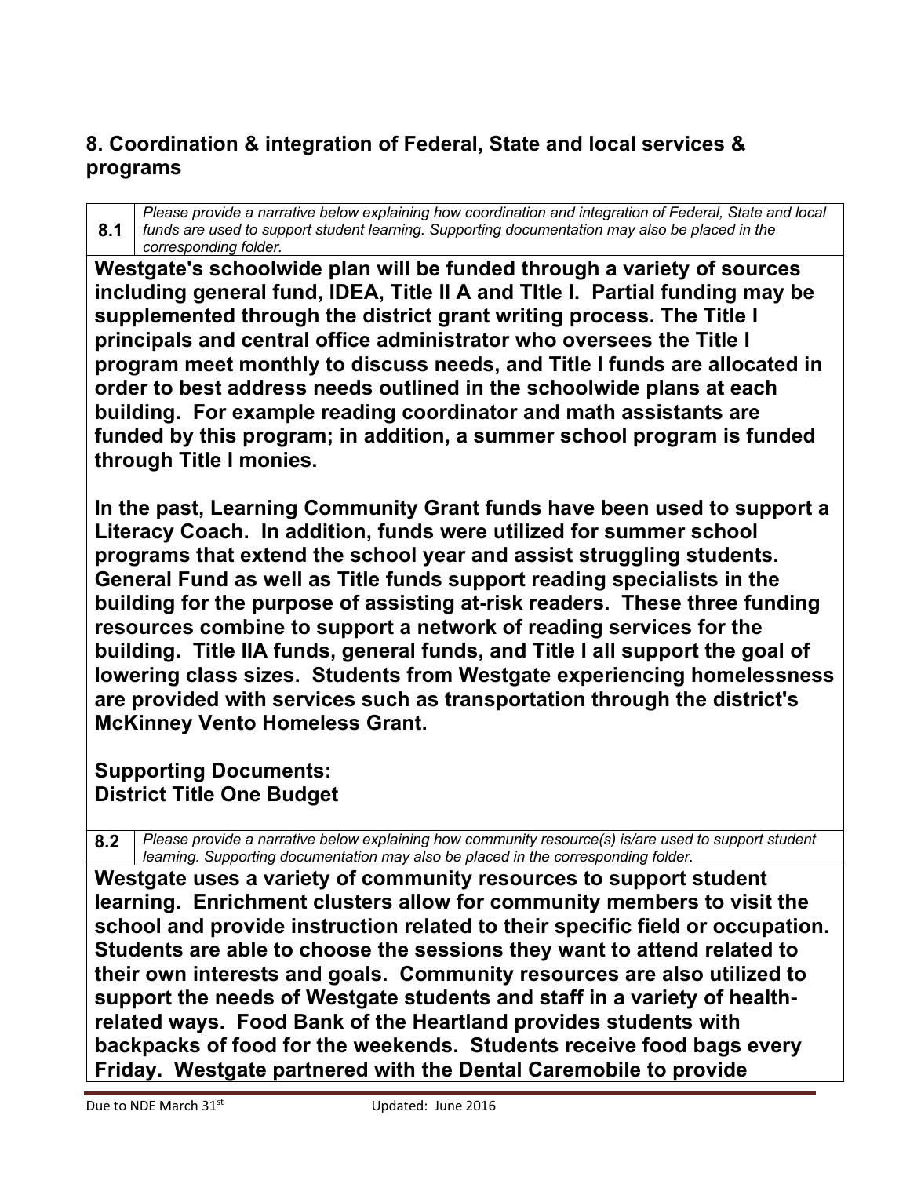## 8. Coordination & integration of Federal, State and local services & programs

| 8.1 | *Please provide a narrative below explaining how coordination and integration of Federal, State and local funds are used to support student learning. Supporting documentation may also be placed in the corresponding folder.* |
|---|---|

**Westgate's schoolwide plan will be funded through a variety of sources including general fund, IDEA, Title II A and TItle I. Partial funding may be supplemented through the district grant writing process. The Title I principals and central office administrator who oversees the Title I program meet monthly to discuss needs, and Title I funds are allocated in order to best address needs outlined in the schoolwide plans at each building. For example reading coordinator and math assistants are funded by this program; in addition, a summer school program is funded through Title I monies.**

**In the past, Learning Community Grant funds have been used to support a Literacy Coach. In addition, funds were utilized for summer school programs that extend the school year and assist struggling students. General Fund as well as Title funds support reading specialists in the building for the purpose of assisting at-risk readers. These three funding resources combine to support a network of reading services for the building. Title IIA funds, general funds, and Title I all support the goal of lowering class sizes. Students from Westgate experiencing homelessness are provided with services such as transportation through the district's McKinney Vento Homeless Grant.**

**Supporting Documents:**
**District Title One Budget**

| 8.2 | *Please provide a narrative below explaining how community resource(s) is/are used to support student learning. Supporting documentation may also be placed in the corresponding folder.* |
|---|---|

**Westgate uses a variety of community resources to support student learning. Enrichment clusters allow for community members to visit the school and provide instruction related to their specific field or occupation. Students are able to choose the sessions they want to attend related to their own interests and goals. Community resources are also utilized to support the needs of Westgate students and staff in a variety of health-related ways. Food Bank of the Heartland provides students with backpacks of food for the weekends. Students receive food bags every Friday. Westgate partnered with the Dental Caremobile to provide**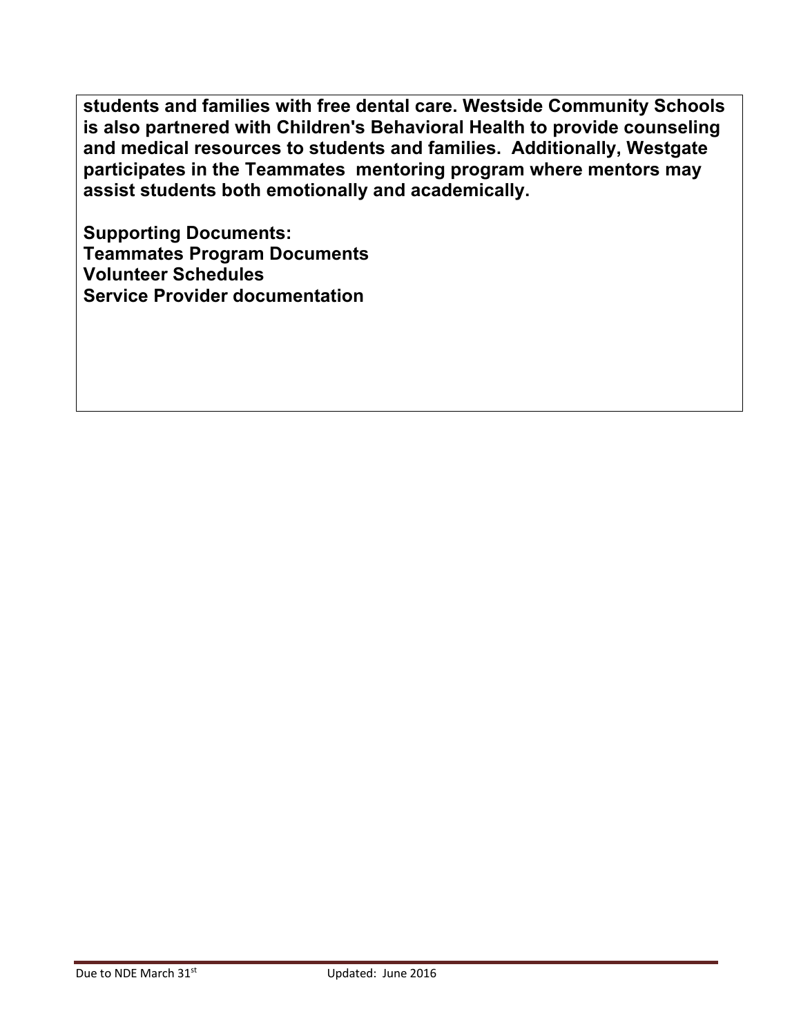**students and families with free dental care. Westside Community Schools is also partnered with Children's Behavioral Health to provide counseling and medical resources to students and families. Additionally, Westgate participates in the Teammates mentoring program where mentors may assist students both emotionally and academically.**

**Supporting Documents:**
**Teammates Program Documents**
**Volunteer Schedules**
**Service Provider documentation**